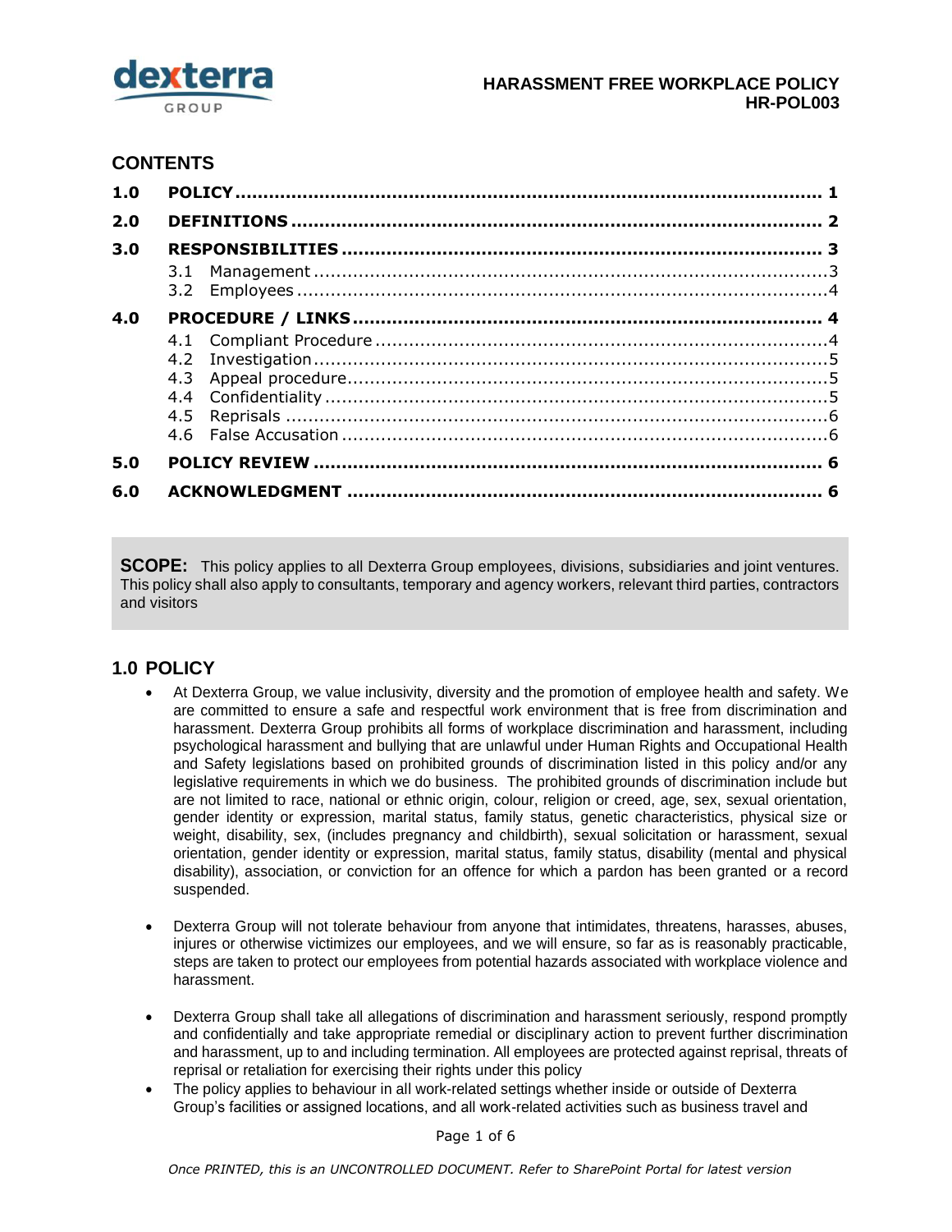**HARASSMENT FREE WORKPLACE POLICY**
**HR-POL003**

## CONTENTS

**1.0 POLICY** ........ 1

**2.0 DEFINITIONS** ........ 2

**3.0 RESPONSIBILITIES** ........ 3

- 3.1 Management ........ 3
- 3.2 Employees ........ 4

**4.0 PROCEDURE / LINKS** ........ 4

- 4.1 Compliant Procedure ........ 4
- 4.2 Investigation ........ 5
- 4.3 Appeal procedure ........ 5
- 4.4 Confidentiality ........ 5
- 4.5 Reprisals ........ 6
- 4.6 False Accusation ........ 6

**5.0 POLICY REVIEW** ........ 6

**6.0 ACKNOWLEDGMENT** ........ 6

**SCOPE:** This policy applies to all Dexterra Group employees, divisions, subsidiaries and joint ventures. This policy shall also apply to consultants, temporary and agency workers, relevant third parties, contractors and visitors

## 1.0 POLICY

- At Dexterra Group, we value inclusivity, diversity and the promotion of employee health and safety. We are committed to ensure a safe and respectful work environment that is free from discrimination and harassment. Dexterra Group prohibits all forms of workplace discrimination and harassment, including psychological harassment and bullying that are unlawful under Human Rights and Occupational Health and Safety legislations based on prohibited grounds of discrimination listed in this policy and/or any legislative requirements in which we do business. The prohibited grounds of discrimination include but are not limited to race, national or ethnic origin, colour, religion or creed, age, sex, sexual orientation, gender identity or expression, marital status, family status, genetic characteristics, physical size or weight, disability, sex, (includes pregnancy and childbirth), sexual solicitation or harassment, sexual orientation, gender identity or expression, marital status, family status, disability (mental and physical disability), association, or conviction for an offence for which a pardon has been granted or a record suspended.

- Dexterra Group will not tolerate behaviour from anyone that intimidates, threatens, harasses, abuses, injures or otherwise victimizes our employees, and we will ensure, so far as is reasonably practicable, steps are taken to protect our employees from potential hazards associated with workplace violence and harassment.

- Dexterra Group shall take all allegations of discrimination and harassment seriously, respond promptly and confidentially and take appropriate remedial or disciplinary action to prevent further discrimination and harassment, up to and including termination. All employees are protected against reprisal, threats of reprisal or retaliation for exercising their rights under this policy
- The policy applies to behaviour in all work-related settings whether inside or outside of Dexterra Group's facilities or assigned locations, and all work-related activities such as business travel and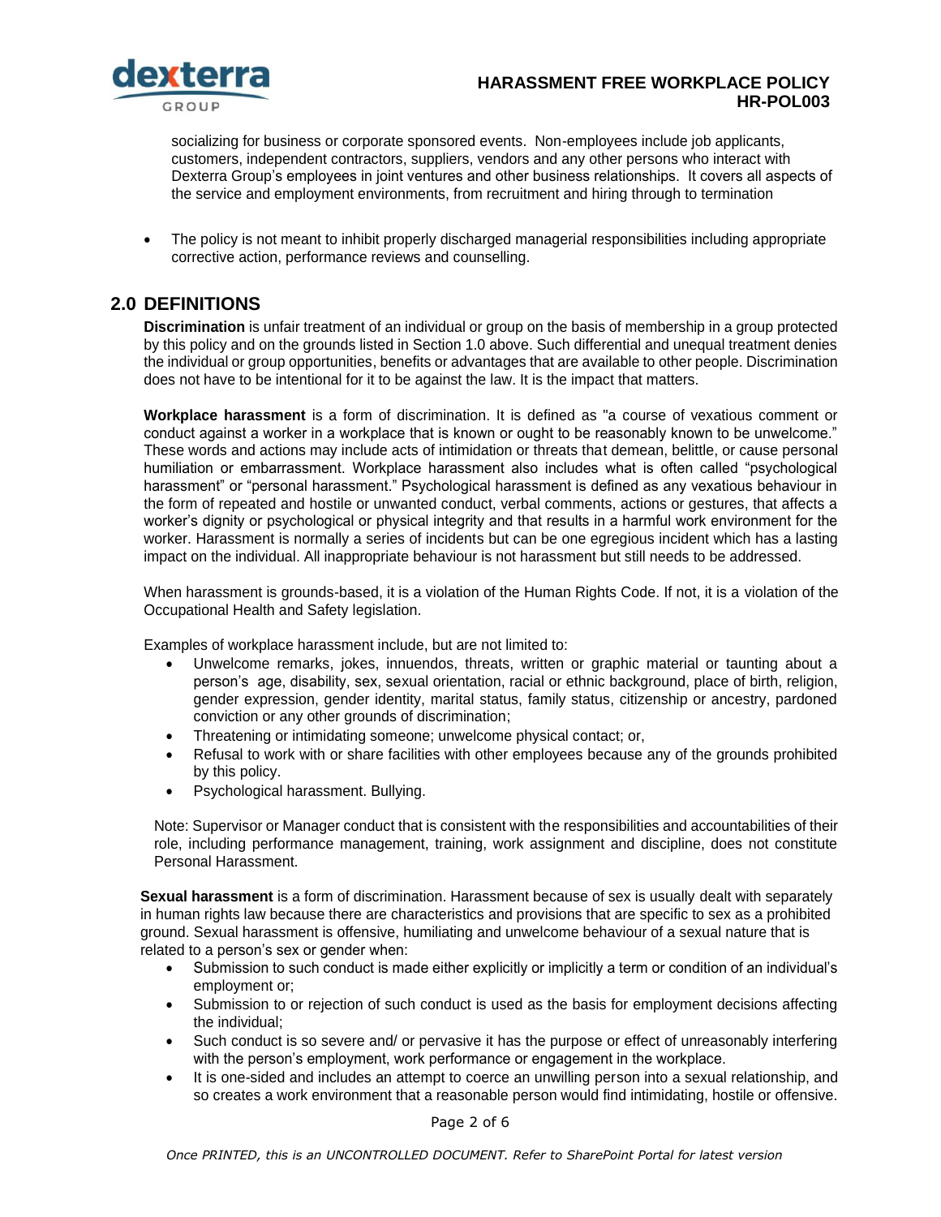socializing for business or corporate sponsored events. Non-employees include job applicants, customers, independent contractors, suppliers, vendors and any other persons who interact with Dexterra Group's employees in joint ventures and other business relationships. It covers all aspects of the service and employment environments, from recruitment and hiring through to termination

- The policy is not meant to inhibit properly discharged managerial responsibilities including appropriate corrective action, performance reviews and counselling.

## 2.0 DEFINITIONS

**Discrimination** is unfair treatment of an individual or group on the basis of membership in a group protected by this policy and on the grounds listed in Section 1.0 above. Such differential and unequal treatment denies the individual or group opportunities, benefits or advantages that are available to other people. Discrimination does not have to be intentional for it to be against the law. It is the impact that matters.

**Workplace harassment** is a form of discrimination. It is defined as "a course of vexatious comment or conduct against a worker in a workplace that is known or ought to be reasonably known to be unwelcome." These words and actions may include acts of intimidation or threats that demean, belittle, or cause personal humiliation or embarrassment. Workplace harassment also includes what is often called "psychological harassment" or "personal harassment." Psychological harassment is defined as any vexatious behaviour in the form of repeated and hostile or unwanted conduct, verbal comments, actions or gestures, that affects a worker's dignity or psychological or physical integrity and that results in a harmful work environment for the worker. Harassment is normally a series of incidents but can be one egregious incident which has a lasting impact on the individual. All inappropriate behaviour is not harassment but still needs to be addressed.

When harassment is grounds-based, it is a violation of the Human Rights Code. If not, it is a violation of the Occupational Health and Safety legislation.

Examples of workplace harassment include, but are not limited to:

- Unwelcome remarks, jokes, innuendos, threats, written or graphic material or taunting about a person's age, disability, sex, sexual orientation, racial or ethnic background, place of birth, religion, gender expression, gender identity, marital status, family status, citizenship or ancestry, pardoned conviction or any other grounds of discrimination;
- Threatening or intimidating someone; unwelcome physical contact; or,
- Refusal to work with or share facilities with other employees because any of the grounds prohibited by this policy.
- Psychological harassment. Bullying.

Note: Supervisor or Manager conduct that is consistent with the responsibilities and accountabilities of their role, including performance management, training, work assignment and discipline, does not constitute Personal Harassment.

**Sexual harassment** is a form of discrimination. Harassment because of sex is usually dealt with separately in human rights law because there are characteristics and provisions that are specific to sex as a prohibited ground. Sexual harassment is offensive, humiliating and unwelcome behaviour of a sexual nature that is related to a person's sex or gender when:

- Submission to such conduct is made either explicitly or implicitly a term or condition of an individual's employment or;
- Submission to or rejection of such conduct is used as the basis for employment decisions affecting the individual;
- Such conduct is so severe and/ or pervasive it has the purpose or effect of unreasonably interfering with the person's employment, work performance or engagement in the workplace.
- It is one-sided and includes an attempt to coerce an unwilling person into a sexual relationship, and so creates a work environment that a reasonable person would find intimidating, hostile or offensive.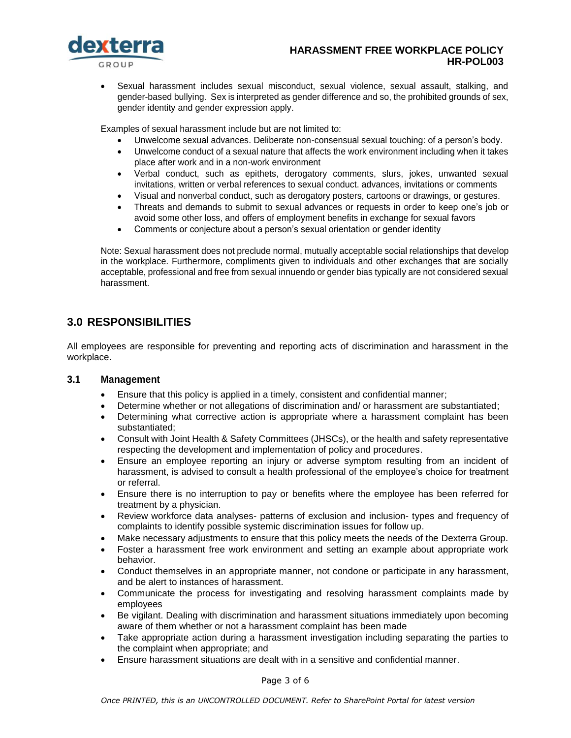- Sexual harassment includes sexual misconduct, sexual violence, sexual assault, stalking, and gender-based bullying. Sex is interpreted as gender difference and so, the prohibited grounds of sex, gender identity and gender expression apply.

Examples of sexual harassment include but are not limited to:

- Unwelcome sexual advances. Deliberate non-consensual sexual touching: of a person's body.
- Unwelcome conduct of a sexual nature that affects the work environment including when it takes place after work and in a non-work environment
- Verbal conduct, such as epithets, derogatory comments, slurs, jokes, unwanted sexual invitations, written or verbal references to sexual conduct. advances, invitations or comments
- Visual and nonverbal conduct, such as derogatory posters, cartoons or drawings, or gestures.
- Threats and demands to submit to sexual advances or requests in order to keep one's job or avoid some other loss, and offers of employment benefits in exchange for sexual favors
- Comments or conjecture about a person's sexual orientation or gender identity

Note: Sexual harassment does not preclude normal, mutually acceptable social relationships that develop in the workplace. Furthermore, compliments given to individuals and other exchanges that are socially acceptable, professional and free from sexual innuendo or gender bias typically are not considered sexual harassment.

## 3.0 RESPONSIBILITIES

All employees are responsible for preventing and reporting acts of discrimination and harassment in the workplace.

### 3.1 Management

- Ensure that this policy is applied in a timely, consistent and confidential manner;
- Determine whether or not allegations of discrimination and/ or harassment are substantiated;
- Determining what corrective action is appropriate where a harassment complaint has been substantiated;
- Consult with Joint Health & Safety Committees (JHSCs), or the health and safety representative respecting the development and implementation of policy and procedures.
- Ensure an employee reporting an injury or adverse symptom resulting from an incident of harassment, is advised to consult a health professional of the employee's choice for treatment or referral.
- Ensure there is no interruption to pay or benefits where the employee has been referred for treatment by a physician.
- Review workforce data analyses- patterns of exclusion and inclusion- types and frequency of complaints to identify possible systemic discrimination issues for follow up.
- Make necessary adjustments to ensure that this policy meets the needs of the Dexterra Group.
- Foster a harassment free work environment and setting an example about appropriate work behavior.
- Conduct themselves in an appropriate manner, not condone or participate in any harassment, and be alert to instances of harassment.
- Communicate the process for investigating and resolving harassment complaints made by employees
- Be vigilant. Dealing with discrimination and harassment situations immediately upon becoming aware of them whether or not a harassment complaint has been made
- Take appropriate action during a harassment investigation including separating the parties to the complaint when appropriate; and
- Ensure harassment situations are dealt with in a sensitive and confidential manner.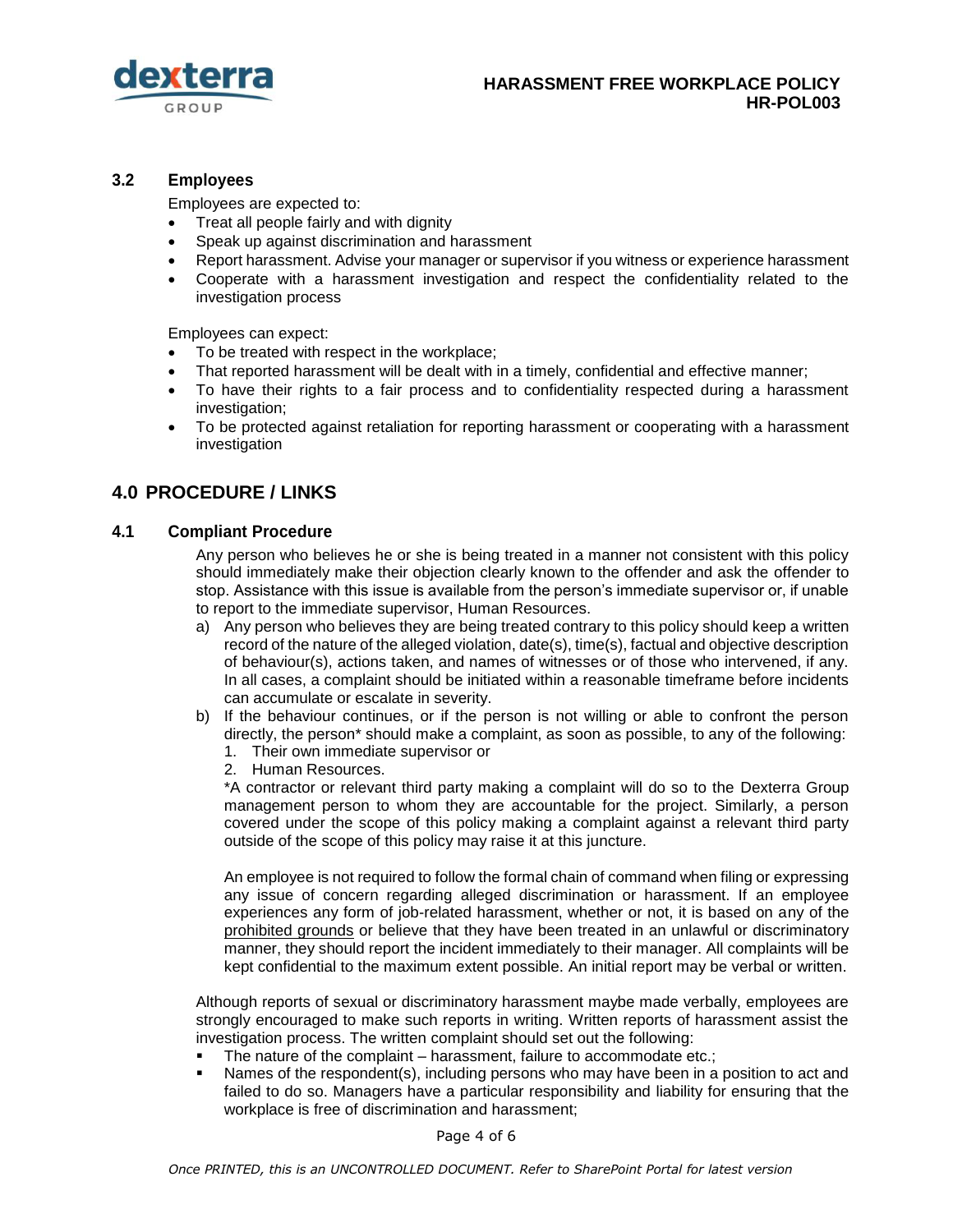### 3.2 Employees

Employees are expected to:

- Treat all people fairly and with dignity
- Speak up against discrimination and harassment
- Report harassment. Advise your manager or supervisor if you witness or experience harassment
- Cooperate with a harassment investigation and respect the confidentiality related to the investigation process

Employees can expect:

- To be treated with respect in the workplace;
- That reported harassment will be dealt with in a timely, confidential and effective manner;
- To have their rights to a fair process and to confidentiality respected during a harassment investigation;
- To be protected against retaliation for reporting harassment or cooperating with a harassment investigation

## 4.0 PROCEDURE / LINKS

### 4.1 Compliant Procedure

Any person who believes he or she is being treated in a manner not consistent with this policy should immediately make their objection clearly known to the offender and ask the offender to stop. Assistance with this issue is available from the person's immediate supervisor or, if unable to report to the immediate supervisor, Human Resources.

a) Any person who believes they are being treated contrary to this policy should keep a written record of the nature of the alleged violation, date(s), time(s), factual and objective description of behaviour(s), actions taken, and names of witnesses or of those who intervened, if any. In all cases, a complaint should be initiated within a reasonable timeframe before incidents can accumulate or escalate in severity.

b) If the behaviour continues, or if the person is not willing or able to confront the person directly, the person* should make a complaint, as soon as possible, to any of the following:
   1. Their own immediate supervisor or
   2. Human Resources.

   *A contractor or relevant third party making a complaint will do so to the Dexterra Group management person to whom they are accountable for the project. Similarly, a person covered under the scope of this policy making a complaint against a relevant third party outside of the scope of this policy may raise it at this juncture.

   An employee is not required to follow the formal chain of command when filing or expressing any issue of concern regarding alleged discrimination or harassment. If an employee experiences any form of job-related harassment, whether or not, it is based on any of the prohibited grounds or believe that they have been treated in an unlawful or discriminatory manner, they should report the incident immediately to their manager. All complaints will be kept confidential to the maximum extent possible. An initial report may be verbal or written.

Although reports of sexual or discriminatory harassment maybe made verbally, employees are strongly encouraged to make such reports in writing. Written reports of harassment assist the investigation process. The written complaint should set out the following:

- The nature of the complaint – harassment, failure to accommodate etc.;
- Names of the respondent(s), including persons who may have been in a position to act and failed to do so. Managers have a particular responsibility and liability for ensuring that the workplace is free of discrimination and harassment;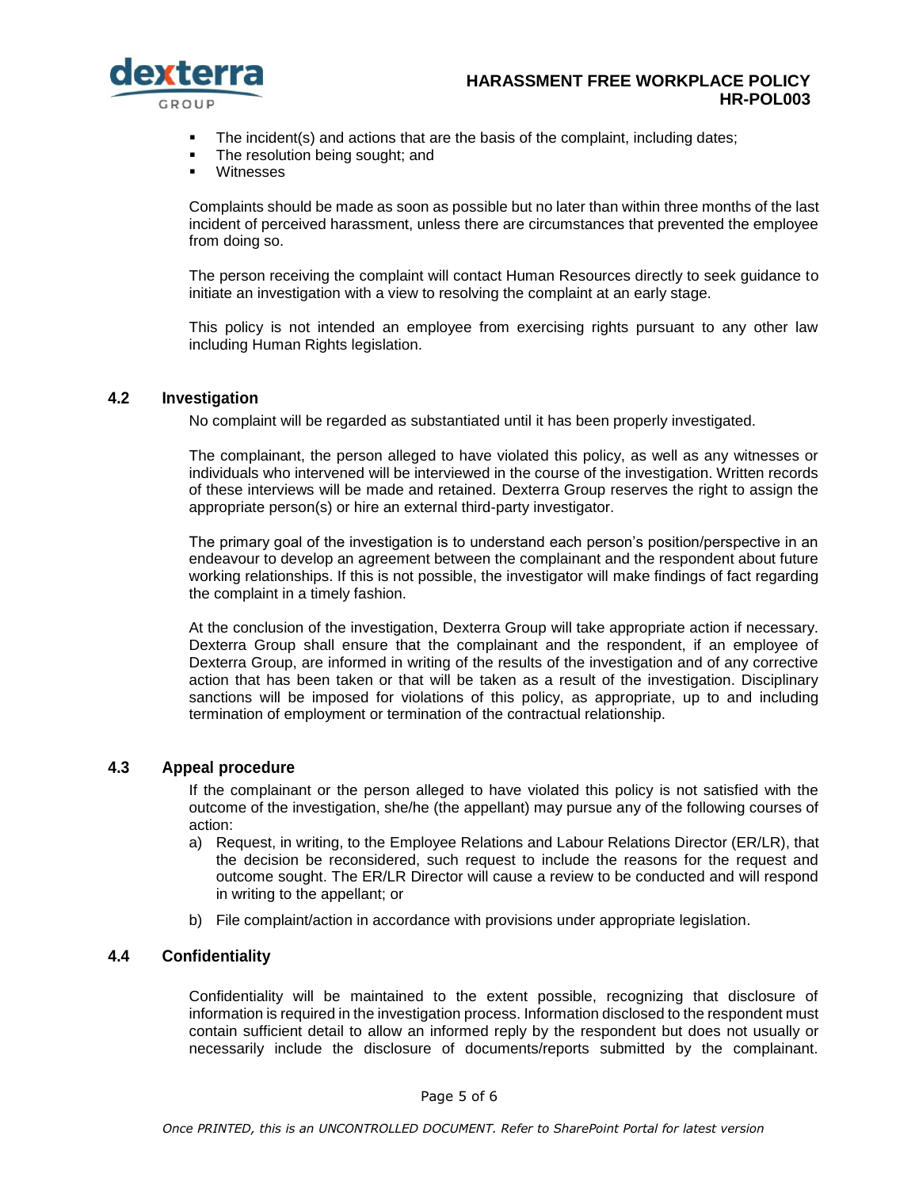- The incident(s) and actions that are the basis of the complaint, including dates;
- The resolution being sought; and
- Witnesses

Complaints should be made as soon as possible but no later than within three months of the last incident of perceived harassment, unless there are circumstances that prevented the employee from doing so.

The person receiving the complaint will contact Human Resources directly to seek guidance to initiate an investigation with a view to resolving the complaint at an early stage.

This policy is not intended an employee from exercising rights pursuant to any other law including Human Rights legislation.

### 4.2 Investigation

No complaint will be regarded as substantiated until it has been properly investigated.

The complainant, the person alleged to have violated this policy, as well as any witnesses or individuals who intervened will be interviewed in the course of the investigation. Written records of these interviews will be made and retained. Dexterra Group reserves the right to assign the appropriate person(s) or hire an external third-party investigator.

The primary goal of the investigation is to understand each person's position/perspective in an endeavour to develop an agreement between the complainant and the respondent about future working relationships. If this is not possible, the investigator will make findings of fact regarding the complaint in a timely fashion.

At the conclusion of the investigation, Dexterra Group will take appropriate action if necessary. Dexterra Group shall ensure that the complainant and the respondent, if an employee of Dexterra Group, are informed in writing of the results of the investigation and of any corrective action that has been taken or that will be taken as a result of the investigation. Disciplinary sanctions will be imposed for violations of this policy, as appropriate, up to and including termination of employment or termination of the contractual relationship.

### 4.3 Appeal procedure

If the complainant or the person alleged to have violated this policy is not satisfied with the outcome of the investigation, she/he (the appellant) may pursue any of the following courses of action:

a) Request, in writing, to the Employee Relations and Labour Relations Director (ER/LR), that the decision be reconsidered, such request to include the reasons for the request and outcome sought. The ER/LR Director will cause a review to be conducted and will respond in writing to the appellant; or

b) File complaint/action in accordance with provisions under appropriate legislation.

### 4.4 Confidentiality

Confidentiality will be maintained to the extent possible, recognizing that disclosure of information is required in the investigation process. Information disclosed to the respondent must contain sufficient detail to allow an informed reply by the respondent but does not usually or necessarily include the disclosure of documents/reports submitted by the complainant.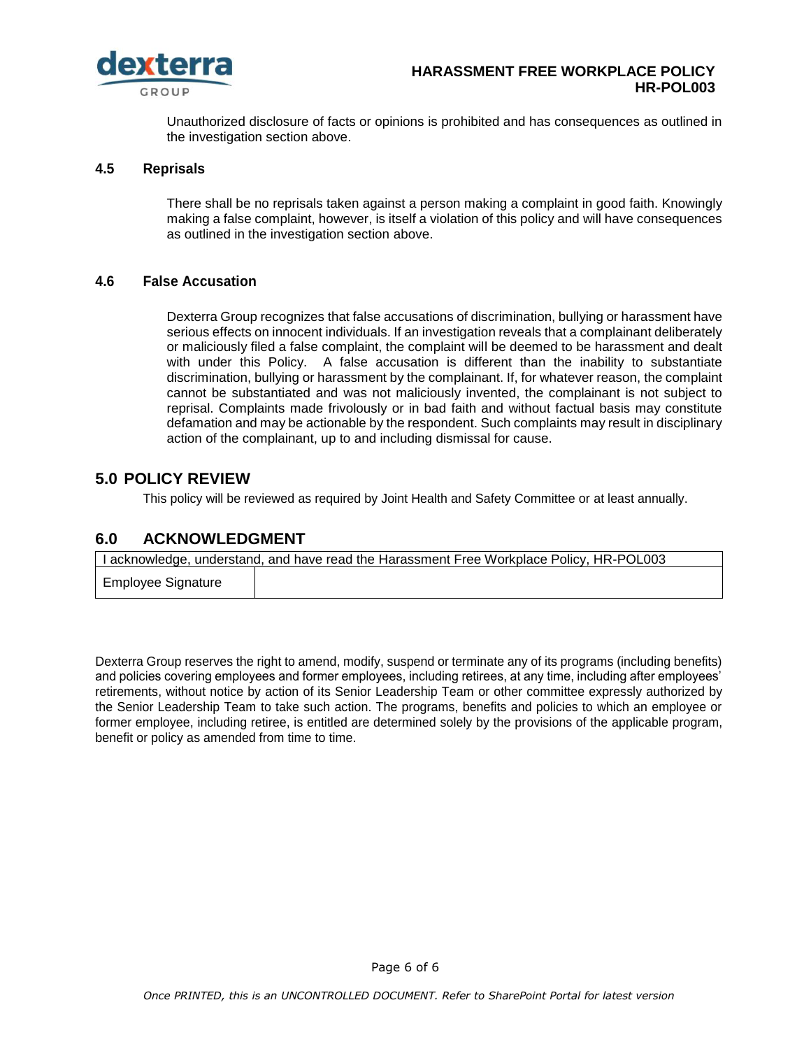Unauthorized disclosure of facts or opinions is prohibited and has consequences as outlined in the investigation section above.

### 4.5 Reprisals

There shall be no reprisals taken against a person making a complaint in good faith. Knowingly making a false complaint, however, is itself a violation of this policy and will have consequences as outlined in the investigation section above.

### 4.6 False Accusation

Dexterra Group recognizes that false accusations of discrimination, bullying or harassment have serious effects on innocent individuals. If an investigation reveals that a complainant deliberately or maliciously filed a false complaint, the complaint will be deemed to be harassment and dealt with under this Policy. A false accusation is different than the inability to substantiate discrimination, bullying or harassment by the complainant. If, for whatever reason, the complaint cannot be substantiated and was not maliciously invented, the complainant is not subject to reprisal. Complaints made frivolously or in bad faith and without factual basis may constitute defamation and may be actionable by the respondent. Such complaints may result in disciplinary action of the complainant, up to and including dismissal for cause.

## 5.0 POLICY REVIEW

This policy will be reviewed as required by Joint Health and Safety Committee or at least annually.

## 6.0 ACKNOWLEDGMENT

| I acknowledge, understand, and have read the Harassment Free Workplace Policy, HR-POL003 | |
|---|---|
| Employee Signature | |

Dexterra Group reserves the right to amend, modify, suspend or terminate any of its programs (including benefits) and policies covering employees and former employees, including retirees, at any time, including after employees' retirements, without notice by action of its Senior Leadership Team or other committee expressly authorized by the Senior Leadership Team to take such action. The programs, benefits and policies to which an employee or former employee, including retiree, is entitled are determined solely by the provisions of the applicable program, benefit or policy as amended from time to time.